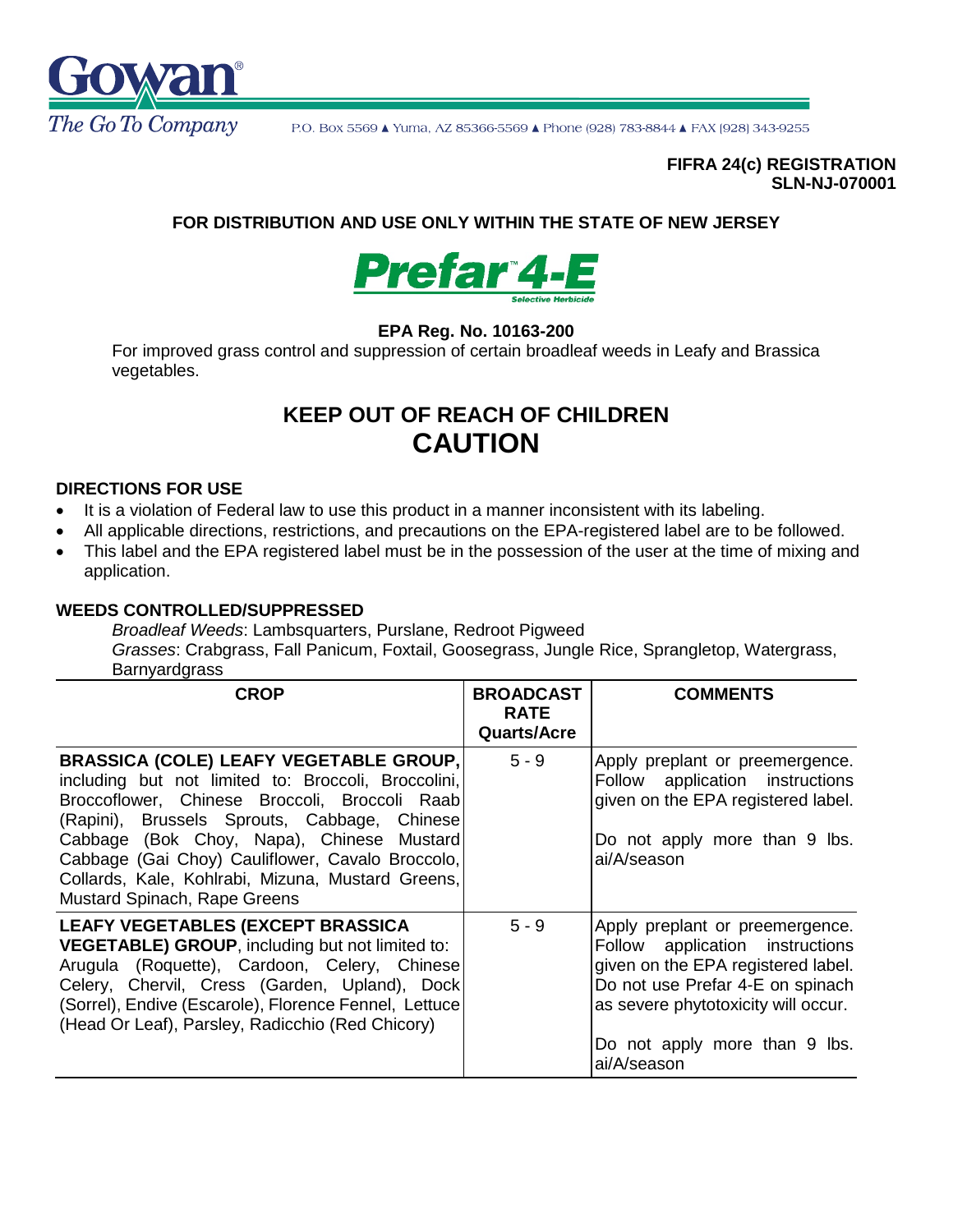Gowan®
The Go To Company

P.O. Box 5569 ▲ Yuma, AZ 85366-5569 ▲ Phone (928) 783-8844 ▲ FAX (928) 343-9255

**FIFRA 24(c) REGISTRATION**
**SLN-NJ-070001**

**FOR DISTRIBUTION AND USE ONLY WITHIN THE STATE OF NEW JERSEY**

# Prefar™ 4-E

Selective Herbicide

**EPA Reg. No. 10163-200**

For improved grass control and suppression of certain broadleaf weeds in Leafy and Brassica vegetables.

## KEEP OUT OF REACH OF CHILDREN
## CAUTION

### DIRECTIONS FOR USE

- It is a violation of Federal law to use this product in a manner inconsistent with its labeling.
- All applicable directions, restrictions, and precautions on the EPA-registered label are to be followed.
- This label and the EPA registered label must be in the possession of the user at the time of mixing and application.

### WEEDS CONTROLLED/SUPPRESSED

*Broadleaf Weeds*: Lambsquarters, Purslane, Redroot Pigweed
*Grasses*: Crabgrass, Fall Panicum, Foxtail, Goosegrass, Jungle Rice, Sprangletop, Watergrass, Barnyardgrass

| CROP | BROADCAST RATE Quarts/Acre | COMMENTS |
|---|---|---|
| **BRASSICA (COLE) LEAFY VEGETABLE GROUP,** including but not limited to: Broccoli, Broccolini, Broccoflower, Chinese Broccoli, Broccoli Raab (Rapini), Brussels Sprouts, Cabbage, Chinese Cabbage (Bok Choy, Napa), Chinese Mustard Cabbage (Gai Choy) Cauliflower, Cavalo Broccolo, Collards, Kale, Kohlrabi, Mizuna, Mustard Greens, Mustard Spinach, Rape Greens | 5 - 9 | Apply preplant or preemergence. Follow application instructions given on the EPA registered label.<br><br>Do not apply more than 9 lbs. ai/A/season |
| **LEAFY VEGETABLES (EXCEPT BRASSICA VEGETABLE) GROUP**, including but not limited to: Arugula (Roquette), Cardoon, Celery, Chinese Celery, Chervil, Cress (Garden, Upland), Dock (Sorrel), Endive (Escarole), Florence Fennel, Lettuce (Head Or Leaf), Parsley, Radicchio (Red Chicory) | 5 - 9 | Apply preplant or preemergence. Follow application instructions given on the EPA registered label. Do not use Prefar 4-E on spinach as severe phytotoxicity will occur.<br><br>Do not apply more than 9 lbs. ai/A/season |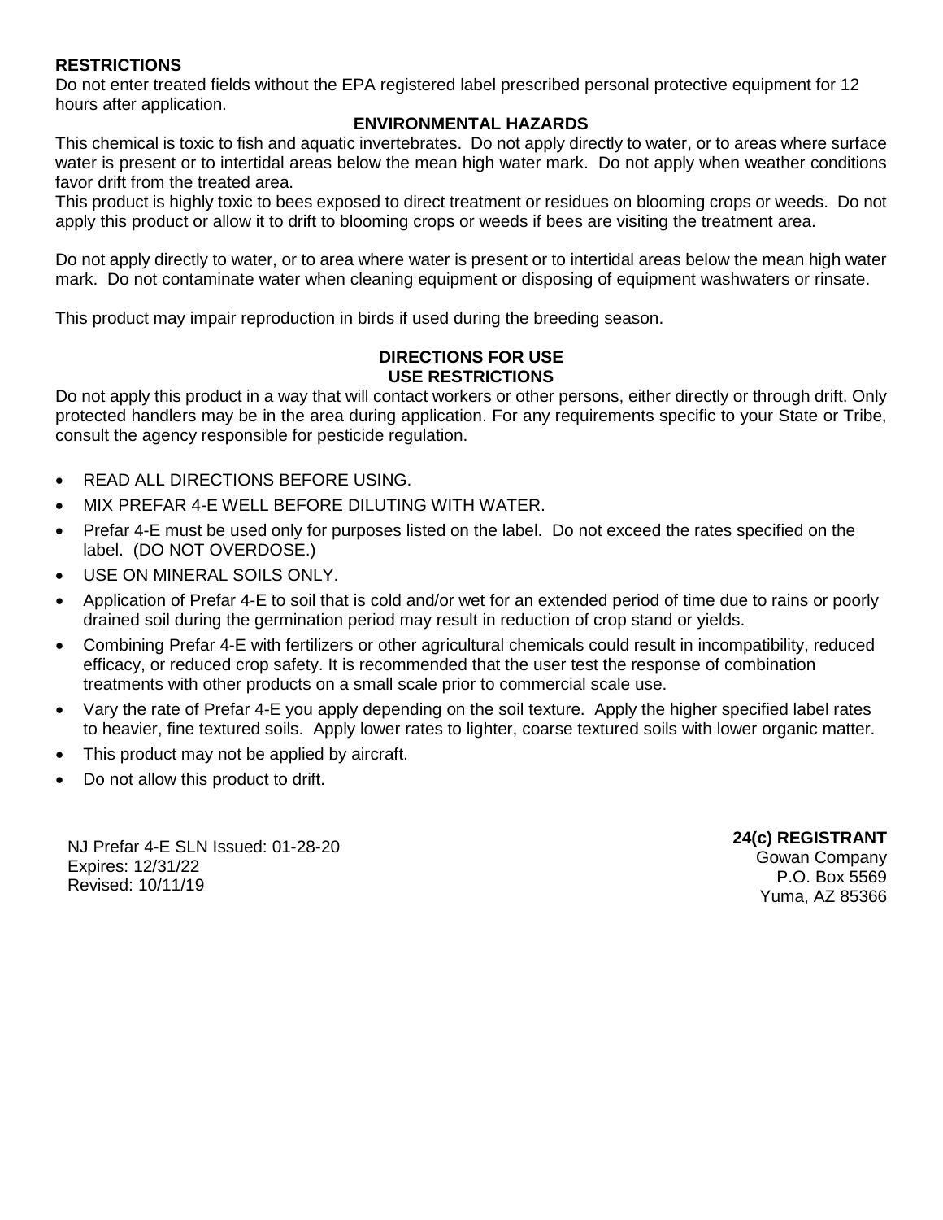**RESTRICTIONS**

Do not enter treated fields without the EPA registered label prescribed personal protective equipment for 12 hours after application.

## ENVIRONMENTAL HAZARDS

This chemical is toxic to fish and aquatic invertebrates. Do not apply directly to water, or to areas where surface water is present or to intertidal areas below the mean high water mark. Do not apply when weather conditions favor drift from the treated area.

This product is highly toxic to bees exposed to direct treatment or residues on blooming crops or weeds. Do not apply this product or allow it to drift to blooming crops or weeds if bees are visiting the treatment area.

Do not apply directly to water, or to area where water is present or to intertidal areas below the mean high water mark. Do not contaminate water when cleaning equipment or disposing of equipment washwaters or rinsate.

This product may impair reproduction in birds if used during the breeding season.

## DIRECTIONS FOR USE

## USE RESTRICTIONS

Do not apply this product in a way that will contact workers or other persons, either directly or through drift. Only protected handlers may be in the area during application. For any requirements specific to your State or Tribe, consult the agency responsible for pesticide regulation.

- READ ALL DIRECTIONS BEFORE USING.
- MIX PREFAR 4-E WELL BEFORE DILUTING WITH WATER.
- Prefar 4-E must be used only for purposes listed on the label. Do not exceed the rates specified on the label. (DO NOT OVERDOSE.)
- USE ON MINERAL SOILS ONLY.
- Application of Prefar 4-E to soil that is cold and/or wet for an extended period of time due to rains or poorly drained soil during the germination period may result in reduction of crop stand or yields.
- Combining Prefar 4-E with fertilizers or other agricultural chemicals could result in incompatibility, reduced efficacy, or reduced crop safety. It is recommended that the user test the response of combination treatments with other products on a small scale prior to commercial scale use.
- Vary the rate of Prefar 4-E you apply depending on the soil texture. Apply the higher specified label rates to heavier, fine textured soils. Apply lower rates to lighter, coarse textured soils with lower organic matter.
- This product may not be applied by aircraft.
- Do not allow this product to drift.

NJ Prefar 4-E SLN Issued: 01-28-20
Expires: 12/31/22
Revised: 10/11/19

**24(c) REGISTRANT**
Gowan Company
P.O. Box 5569
Yuma, AZ 85366